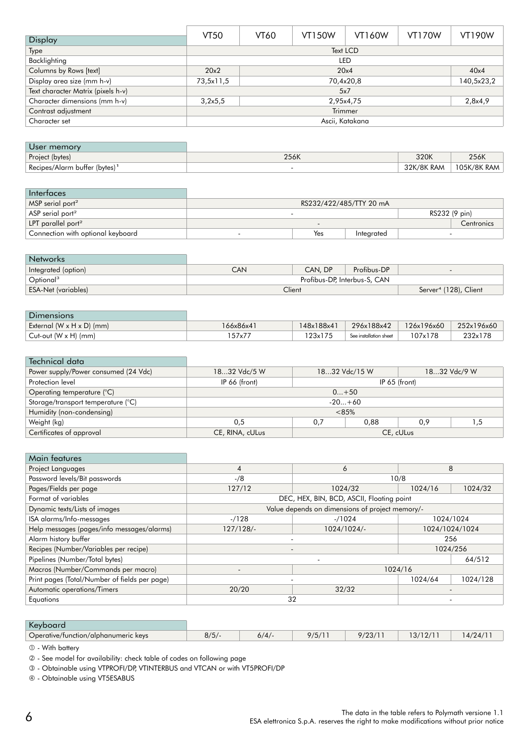| Display | VT50 | VT60 | VT150W | VT160W | VT170W | VT190W |
|---|---|---|---|---|---|---|
| Type | Text LCD | | | | | |
| Backlighting | LED | | | | | |
| Columns by Rows [text] | 20x2 | 20x4 | | | | 40x4 |
| Display area size (mm h-v) | 73,5x11,5 | 70,4x20,8 | | | | 140,5x23,2 |
| Text character Matrix (pixels h-v) | 5x7 | | | | | |
| Character dimensions (mm h-v) | 3,2x5,5 | 2,95x4,75 | | | | 2,8x4,9 |
| Contrast adjustment | Trimmer | | | | | |
| Character set | Ascii, Katakana | | | | | |

| User memory | VT50 | VT60 | VT150W | VT160W | VT170W | VT190W |
|---|---|---|---|---|---|---|
| Project (bytes) | 256K | | | | 320K | 256K |
| Recipes/Alarm buffer (bytes)[1] | - | | | | 32K/8K RAM | 105K/8K RAM |

| Interfaces | VT50 | VT60 | VT150W | VT160W | VT170W | VT190W |
|---|---|---|---|---|---|---|
| MSP serial port[2] | RS232/422/485/TTY 20 mA | | | | | |
| ASP serial port[2] | - | | | | RS232 (9 pin) | |
| LPT parallel port[2] | - | | | | | Centronics |
| Connection with optional keyboard | - | | Yes | Integrated | - | |

| Networks | VT50 | VT60 | VT150W | VT160W | VT170W | VT190W |
|---|---|---|---|---|---|---|
| Integrated (option) | CAN | | CAN, DP | Profibus-DP | - | |
| Optional[3] | Profibus-DP, Interbus-S, CAN | | | | | |
| ESA-Net (variables) | Client | | | | Server[4] (128), Client | |

| Dimensions | VT50 | VT60 | VT150W | VT160W | VT170W | VT190W |
|---|---|---|---|---|---|---|
| External (W x H x D) (mm) | 166x86x41 | | 148x188x41 | 296x188x42 | 126x196x60 | 252x196x60 |
| Cut-out (W x H) (mm) | 157x77 | | 123x175 | See installation sheet | 107x178 | 232x178 |

| Technical data | VT50 | VT60 | VT150W | VT160W | VT170W | VT190W |
|---|---|---|---|---|---|---|
| Power supply/Power consumed (24 Vdc) | 18...32 Vdc/5 W | | 18...32 Vdc/15 W | | 18...32 Vdc/9 W | |
| Protection level | IP 66 (front) | | IP 65 (front) | | | |
| Operating temperature (°C) | 0...+50 | | | | | |
| Storage/transport temperature (°C) | -20...+60 | | | | | |
| Humidity (non-condensing) | <85% | | | | | |
| Weight (kg) | 0,5 | | 0,7 | 0,88 | 0,9 | 1,5 |
| Certificates of approval | CE, RINA, cULus | | CE, cULus | | | |

| Main features | VT50 | VT60 | VT150W | VT160W | VT170W | VT190W |
|---|---|---|---|---|---|---|
| Project Languages | 4 | | 6 | | 8 | |
| Password levels/Bit passwords | -/8 | | 10/8 | | | |
| Pages/Fields per page | 127/12 | | 1024/32 | | 1024/16 | 1024/32 |
| Format of variables | DEC, HEX, BIN, BCD, ASCII, Floating point | | | | | |
| Dynamic texts/Lists of images | Value depends on dimensions of project memory/- | | | | | |
| ISA alarms/Info-messages | -/128 | | -/1024 | | 1024/1024 | |
| Help messages (pages/info messages/alarms) | 127/128/- | | 1024/1024/- | | 1024/1024/1024 | |
| Alarm history buffer | - | | | | 256 | |
| Recipes (Number/Variables per recipe) | - | | | | 1024/256 | |
| Pipelines (Number/Total bytes) | - | | | | | 64/512 |
| Macros (Number/Commands per macro) | - | | 1024/16 | | | |
| Print pages (Total/Number of fields per page) | - | | | | 1024/64 | 1024/128 |
| Automatic operations/Timers | 20/20 | | 32/32 | | - | |
| Equations | 32 | | | | - | |

| Keyboard | VT50 | VT60 | VT150W | VT160W | VT170W | VT190W |
|---|---|---|---|---|---|---|
| Operative/function/alphanumeric keys | 8/5/- | 6/4/- | 9/5/11 | 9/23/11 | 13/12/11 | 14/24/11 |

① - With battery

② - See model for availability: check table of codes on following page

③ - Obtainable using VTPROFI/DP, VTINTERBUS and VTCAN or with VT5PROFI/DP

④ - Obtainable using VT5ESABUS

The data in the table refers to Polymath versione 1.1
ESA elettronica S.p.A. reserves the right to make modifications without prior notice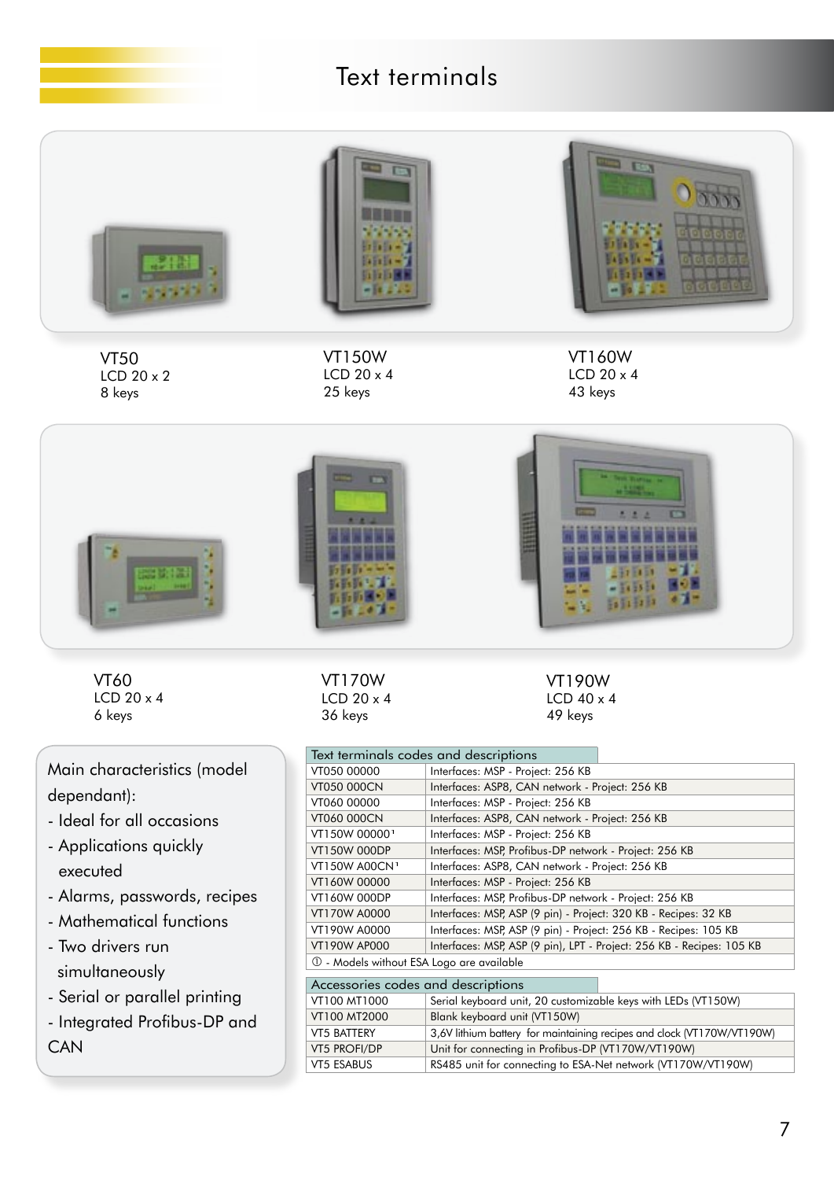# Text terminals

VT50
LCD 20 x 2
8 keys

VT150W
LCD 20 x 4
25 keys

VT160W
LCD 20 x 4
43 keys

VT60
LCD 20 x 4
6 keys

VT170W
LCD 20 x 4
36 keys

VT190W
LCD 40 x 4
49 keys

Main characteristics (model dependant):

- Ideal for all occasions
- Applications quickly executed
- Alarms, passwords, recipes
- Mathematical functions
- Two drivers run simultaneously
- Serial or parallel printing
- Integrated Profibus-DP and CAN

| Text terminals codes and descriptions | |
|---|---|
| VT050 00000 | Interfaces: MSP - Project: 256 KB |
| VT050 000CN | Interfaces: ASP8, CAN network - Project: 256 KB |
| VT060 00000 | Interfaces: MSP - Project: 256 KB |
| VT060 000CN | Interfaces: ASP8, CAN network - Project: 256 KB |
| VT150W 00000[1] | Interfaces: MSP - Project: 256 KB |
| VT150W 000DP | Interfaces: MSP, Profibus-DP network - Project: 256 KB |
| VT150W A00CN[1] | Interfaces: ASP8, CAN network - Project: 256 KB |
| VT160W 00000 | Interfaces: MSP - Project: 256 KB |
| VT160W 000DP | Interfaces: MSP, Profibus-DP network - Project: 256 KB |
| VT170W A0000 | Interfaces: MSP, ASP (9 pin) - Project: 320 KB - Recipes: 32 KB |
| VT190W A0000 | Interfaces: MSP, ASP (9 pin) - Project: 256 KB - Recipes: 105 KB |
| VT190W AP000 | Interfaces: MSP, ASP (9 pin), LPT - Project: 256 KB - Recipes: 105 KB |

① - Models without ESA Logo are available

| Accessories codes and descriptions | |
|---|---|
| VT100 MT1000 | Serial keyboard unit, 20 customizable keys with LEDs (VT150W) |
| VT100 MT2000 | Blank keyboard unit (VT150W) |
| VT5 BATTERY | 3,6V lithium battery for maintaining recipes and clock (VT170W/VT190W) |
| VT5 PROFI/DP | Unit for connecting in Profibus-DP (VT170W/VT190W) |
| VT5 ESABUS | RS485 unit for connecting to ESA-Net network (VT170W/VT190W) |